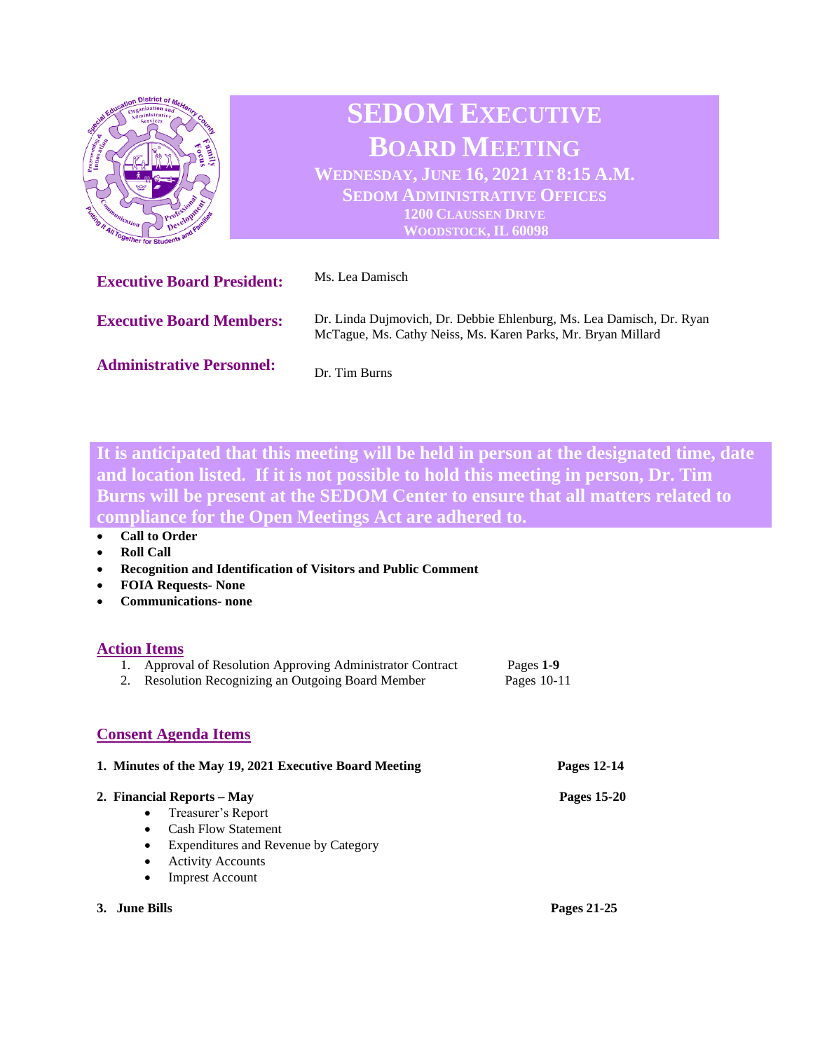# SEDOM EXECUTIVE BOARD MEETING

**WEDNESDAY, JUNE 16, 2021 AT 8:15 A.M.**
**SEDOM ADMINISTRATIVE OFFICES**
**1200 CLAUSSEN DRIVE**
**WOODSTOCK, IL 60098**

**Executive Board President:** Ms. Lea Damisch

**Executive Board Members:** Dr. Linda Dujmovich, Dr. Debbie Ehlenburg, Ms. Lea Damisch, Dr. Ryan McTague, Ms. Cathy Neiss, Ms. Karen Parks, Mr. Bryan Millard

**Administrative Personnel:** Dr. Tim Burns

**It is anticipated that this meeting will be held in person at the designated time, date and location listed. If it is not possible to hold this meeting in person, Dr. Tim Burns will be present at the SEDOM Center to ensure that all matters related to compliance for the Open Meetings Act are adhered to.**

- **Call to Order**
- **Roll Call**
- **Recognition and Identification of Visitors and Public Comment**
- **FOIA Requests- None**
- **Communications- none**

## Action Items

1. Approval of Resolution Approving Administrator Contract — Pages **1-9**
2. Resolution Recognizing an Outgoing Board Member — Pages 10-11

## Consent Agenda Items

1. **Minutes of the May 19, 2021 Executive Board Meeting** — **Pages 12-14**
2. **Financial Reports – May** — **Pages 15-20**
   - Treasurer's Report
   - Cash Flow Statement
   - Expenditures and Revenue by Category
   - Activity Accounts
   - Imprest Account
3. **June Bills** — **Pages 21-25**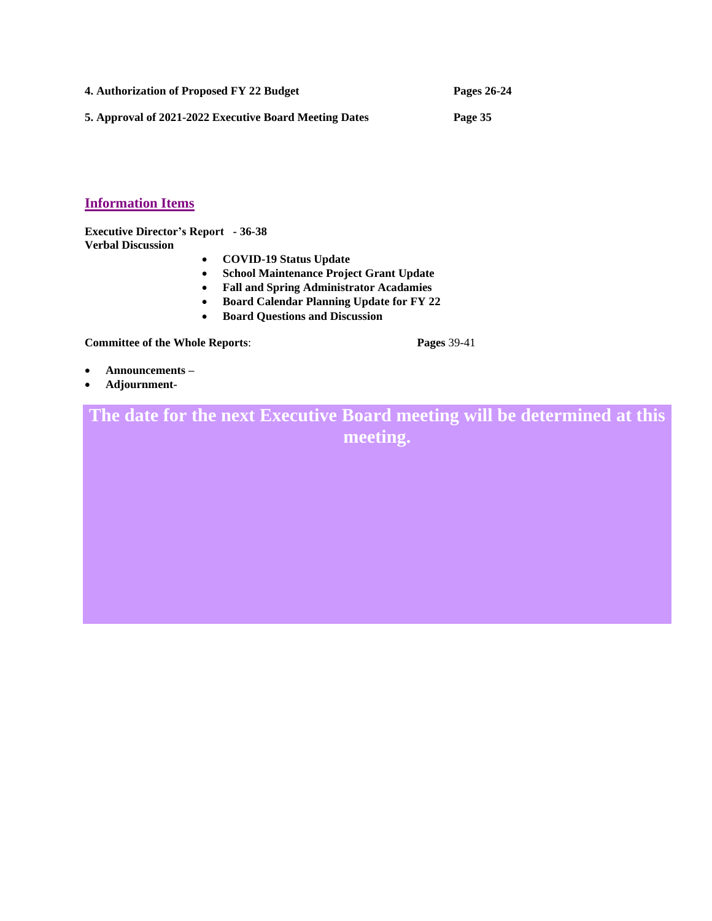**4. Authorization of Proposed FY 22 Budget** **Pages 26-24**

**5. Approval of 2021-2022 Executive Board Meeting Dates** **Page 35**

## Information Items

**Executive Director's Report - 36-38**
**Verbal Discussion**

- **COVID-19 Status Update**
- **School Maintenance Project Grant Update**
- **Fall and Spring Administrator Acadamies**
- **Board Calendar Planning Update for FY 22**
- **Board Questions and Discussion**

**Committee of the Whole Reports**: **Pages** 39-41

- **Announcements –**
- **Adjournment-**

**The date for the next Executive Board meeting will be determined at this meeting.**